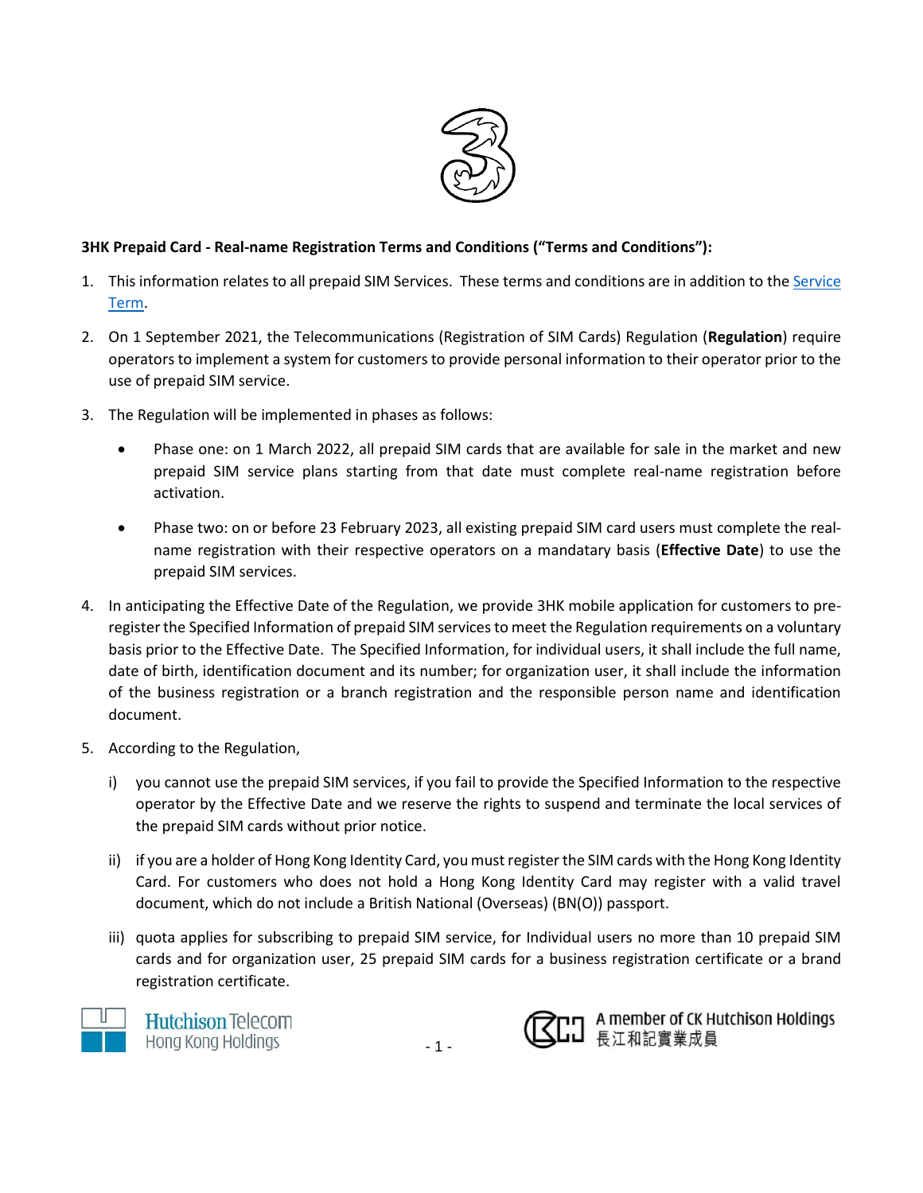**3HK Prepaid Card - Real-name Registration Terms and Conditions ("Terms and Conditions"):**

1. This information relates to all prepaid SIM Services. These terms and conditions are in addition to the Service Term.

2. On 1 September 2021, the Telecommunications (Registration of SIM Cards) Regulation (**Regulation**) require operators to implement a system for customers to provide personal information to their operator prior to the use of prepaid SIM service.

3. The Regulation will be implemented in phases as follows:

   - Phase one: on 1 March 2022, all prepaid SIM cards that are available for sale in the market and new prepaid SIM service plans starting from that date must complete real-name registration before activation.

   - Phase two: on or before 23 February 2023, all existing prepaid SIM card users must complete the real-name registration with their respective operators on a mandatary basis (**Effective Date**) to use the prepaid SIM services.

4. In anticipating the Effective Date of the Regulation, we provide 3HK mobile application for customers to pre-register the Specified Information of prepaid SIM services to meet the Regulation requirements on a voluntary basis prior to the Effective Date. The Specified Information, for individual users, it shall include the full name, date of birth, identification document and its number; for organization user, it shall include the information of the business registration or a branch registration and the responsible person name and identification document.

5. According to the Regulation,

   i) you cannot use the prepaid SIM services, if you fail to provide the Specified Information to the respective operator by the Effective Date and we reserve the rights to suspend and terminate the local services of the prepaid SIM cards without prior notice.

   ii) if you are a holder of Hong Kong Identity Card, you must register the SIM cards with the Hong Kong Identity Card. For customers who does not hold a Hong Kong Identity Card may register with a valid travel document, which do not include a British National (Overseas) (BN(O)) passport.

   iii) quota applies for subscribing to prepaid SIM service, for Individual users no more than 10 prepaid SIM cards and for organization user, 25 prepaid SIM cards for a business registration certificate or a brand registration certificate.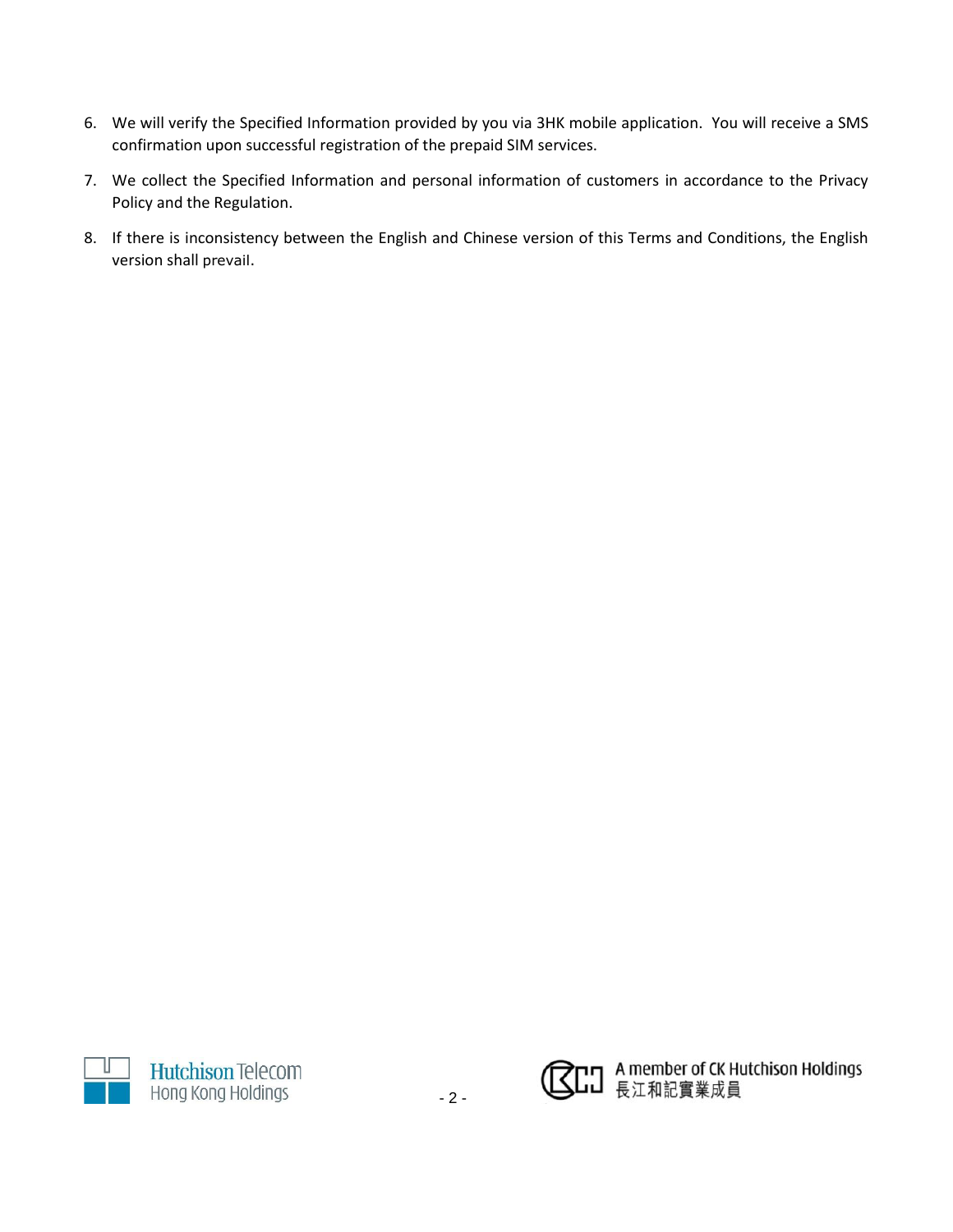6. We will verify the Specified Information provided by you via 3HK mobile application. You will receive a SMS confirmation upon successful registration of the prepaid SIM services.
7. We collect the Specified Information and personal information of customers in accordance to the Privacy Policy and the Regulation.
8. If there is inconsistency between the English and Chinese version of this Terms and Conditions, the English version shall prevail.